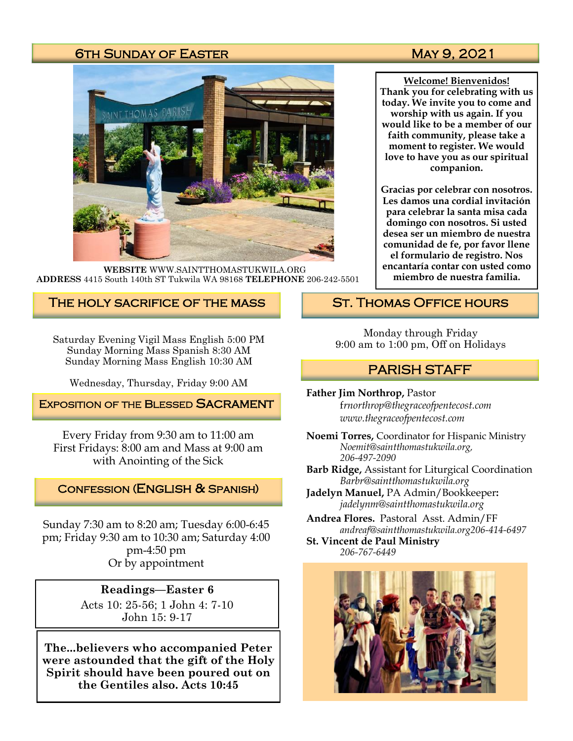# 6th Sunday of Easter — May 9, 2021

**WEBSITE** WWW.SAINTTHOMASTUKWILA.ORG
**ADDRESS** 4415 South 140th ST Tukwila WA 98168 **TELEPHONE** 206-242-5501

**Welcome! Bienvenidos!**
**Thank you for celebrating with us today. We invite you to come and worship with us again. If you would like to be a member of our faith community, please take a moment to register. We would love to have you as our spiritual companion.**

**Gracias por celebrar con nosotros. Les damos una cordial invitación para celebrar la santa misa cada domingo con nosotros. Si usted desea ser un miembro de nuestra comunidad de fe, por favor llene el formulario de registro. Nos encantaría contar con usted como miembro de nuestra familia.**

## The Holy Sacrifice of the Mass

Saturday Evening Vigil Mass English 5:00 PM
Sunday Morning Mass Spanish 8:30 AM
Sunday Morning Mass English 10:30 AM

Wednesday, Thursday, Friday 9:00 AM

## Exposition of the Blessed Sacrament

Every Friday from 9:30 am to 11:00 am
First Fridays: 8:00 am and Mass at 9:00 am with Anointing of the Sick

## Confession (English & Spanish)

Sunday 7:30 am to 8:20 am; Tuesday 6:00-6:45 pm; Friday 9:30 am to 10:30 am; Saturday 4:00 pm-4:50 pm
Or by appointment

**Readings—Easter 6**
Acts 10: 25-56; 1 John 4: 7-10
John 15: 9-17

**The...believers who accompanied Peter were astounded that the gift of the Holy Spirit should have been poured out on the Gentiles also. Acts 10:45**

## St. Thomas Office Hours

Monday through Friday
9:00 am to 1:00 pm, Off on Holidays

## Parish Staff

**Father Jim Northrop,** Pastor
*frnorthrop@thegraceofpentecost.com*
*www.thegraceofpentecost.com*

**Noemi Torres,** Coordinator for Hispanic Ministry
*Noemit@saintthomastukwila.org, 206-497-2090*

**Barb Ridge,** Assistant for Liturgical Coordination
*Barbr@saintthomastukwila.org*

**Jadelyn Manuel,** PA Admin/Bookkeeper**:**
*jadelynm@saintthomastukwila.org*

**Andrea Flores.** Pastoral Asst. Admin/FF
*andreaf@saintthomastukwila.org206-414-6497*

**St. Vincent de Paul Ministry**
*206-767-6449*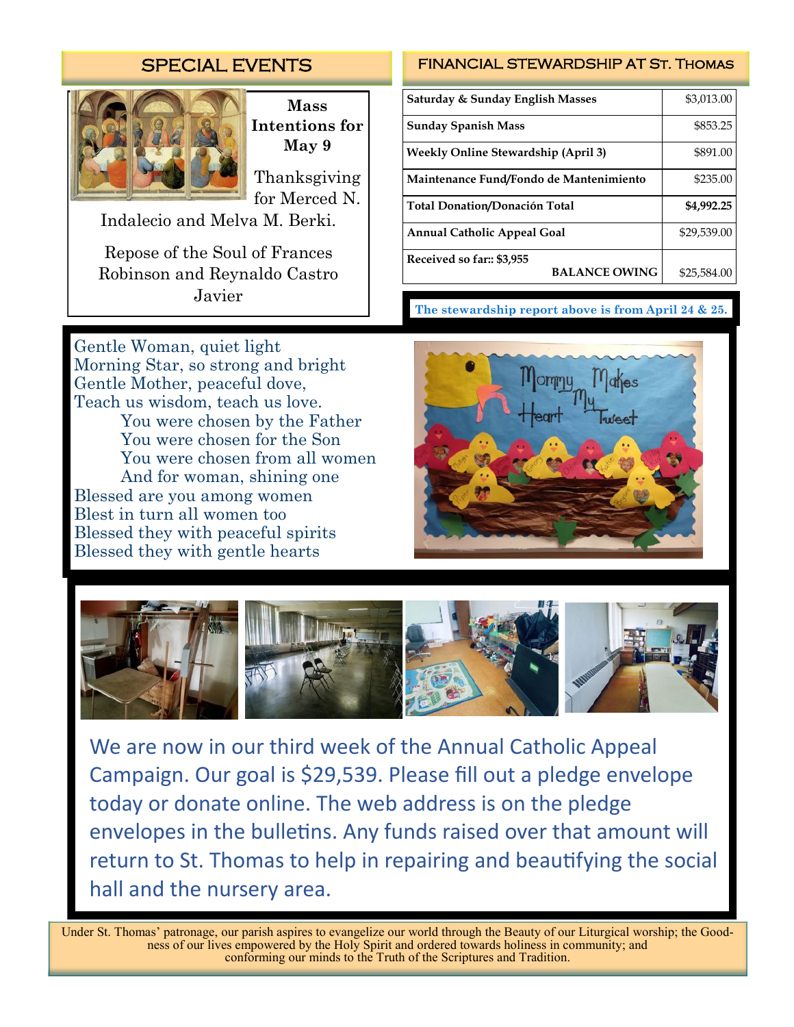## SPECIAL EVENTS

**Mass Intentions for May 9**

Thanksgiving for Merced N. Indalecio and Melva M. Berki.

Repose of the Soul of Frances Robinson and Reynaldo Castro Javier

## FINANCIAL STEWARDSHIP AT ST. THOMAS

| | |
|---|---|
| **Saturday & Sunday English Masses** | $3,013.00 |
| **Sunday Spanish Mass** | $853.25 |
| **Weekly Online Stewardship (April 3)** | $891.00 |
| **Maintenance Fund/Fondo de Mantenimiento** | $235.00 |
| **Total Donation/Donación Total** | **$4,992.25** |
| **Annual Catholic Appeal Goal** | $29,539.00 |
| **Received so far:: $3,955** **BALANCE OWING** | $25,584.00 |

**The stewardship report above is from April 24 & 25.**

Gentle Woman, quiet light
Morning Star, so strong and bright
Gentle Mother, peaceful dove,
Teach us wisdom, teach us love.
  You were chosen by the Father
  You were chosen for the Son
  You were chosen from all women
  And for woman, shining one
Blessed are you among women
Blest in turn all women too
Blessed they with peaceful spirits
Blessed they with gentle hearts

We are now in our third week of the Annual Catholic Appeal Campaign. Our goal is $29,539. Please fill out a pledge envelope today or donate online. The web address is on the pledge envelopes in the bulletins. Any funds raised over that amount will return to St. Thomas to help in repairing and beautifying the social hall and the nursery area.

Under St. Thomas' patronage, our parish aspires to evangelize our world through the Beauty of our Liturgical worship; the Goodness of our lives empowered by the Holy Spirit and ordered towards holiness in community; and conforming our minds to the Truth of the Scriptures and Tradition.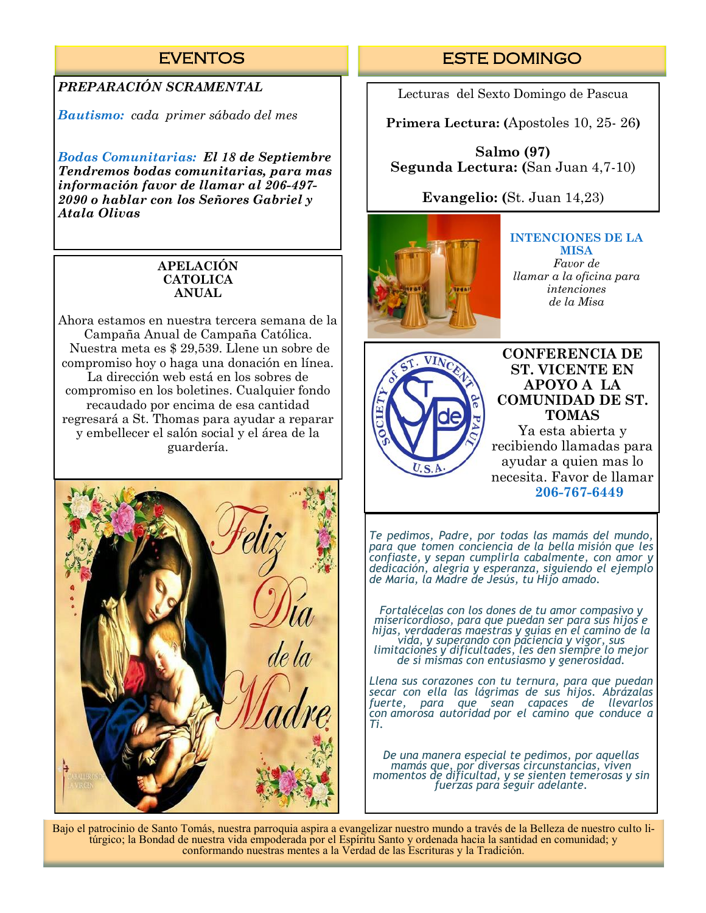## EVENTOS

***PREPARACIÓN SCRAMENTAL***

*Bautismo: cada primer sábado del mes*

***Bodas Comunitarias:* *El 18 de Septiembre Tendremos bodas comunitarias, para mas información favor de llamar al 206-497-2090 o hablar con los Señores Gabriel y Atala Olivas***

**APELACIÓN CATOLICA ANUAL**

Ahora estamos en nuestra tercera semana de la Campaña Anual de Campaña Católica. Nuestra meta es $ 29,539. Llene un sobre de compromiso hoy o haga una donación en línea. La dirección web está en los sobres de compromiso en los boletines. Cualquier fondo recaudado por encima de esa cantidad regresará a St. Thomas para ayudar a reparar y embellecer el salón social y el área de la guardería.

## ESTE DOMINGO

Lecturas del Sexto Domingo de Pascua

**Primera Lectura: (**Apostoles 10, 25- 26**)**

**Salmo (97)**

**Segunda Lectura: (**San Juan 4,7-10)

**Evangelio: (**St. Juan 14,23)

**INTENCIONES DE LA MISA**

*Favor de llamar a la oficina para intenciones de la Misa*

**CONFERENCIA DE ST. VICENTE EN APOYO A LA COMUNIDAD DE ST. TOMAS**

Ya esta abierta y recibiendo llamadas para ayudar a quien mas lo necesita. Favor de llamar **206-767-6449**

*Te pedimos, Padre, por todas las mamás del mundo, para que tomen conciencia de la bella misión que les confiaste, y sepan cumplirla cabalmente, con amor y dedicación, alegría y esperanza, siguiendo el ejemplo de María, la Madre de Jesús, tu Hijo amado.*

*Fortalécelas con los dones de tu amor compasivo y misericordioso, para que puedan ser para sus hijos e hijas, verdaderas maestras y guías en el camino de la vida, y superando con paciencia y vigor, sus limitaciones y dificultades, les den siempre lo mejor de sí mismas con entusiasmo y generosidad.*

*Llena sus corazones con tu ternura, para que puedan secar con ella las lágrimas de sus hijos. Abrázalas fuerte, para que sean capaces de llevarlos con amorosa autoridad por el camino que conduce a Ti.*

*De una manera especial te pedimos, por aquellas mamás que, por diversas circunstancias, viven momentos de dificultad, y se sienten temerosas y sin fuerzas para seguir adelante.*

Bajo el patrocinio de Santo Tomás, nuestra parroquia aspira a evangelizar nuestro mundo a través de la Belleza de nuestro culto litúrgico; la Bondad de nuestra vida empoderada por el Espíritu Santo y ordenada hacia la santidad en comunidad; y conformando nuestras mentes a la Verdad de las Escrituras y la Tradición.